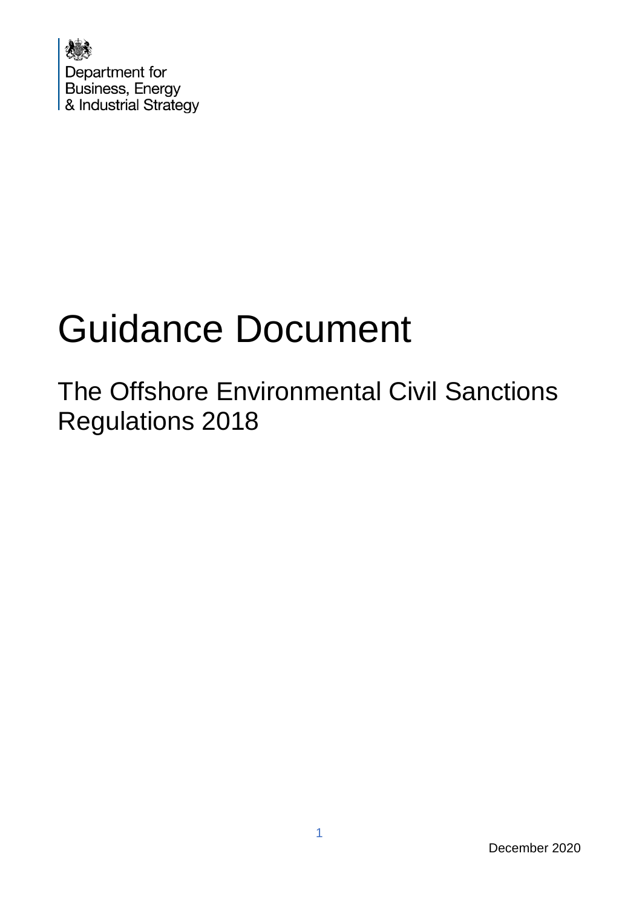Department for
Business, Energy
& Industrial Strategy

# Guidance Document

## The Offshore Environmental Civil Sanctions Regulations 2018

December 2020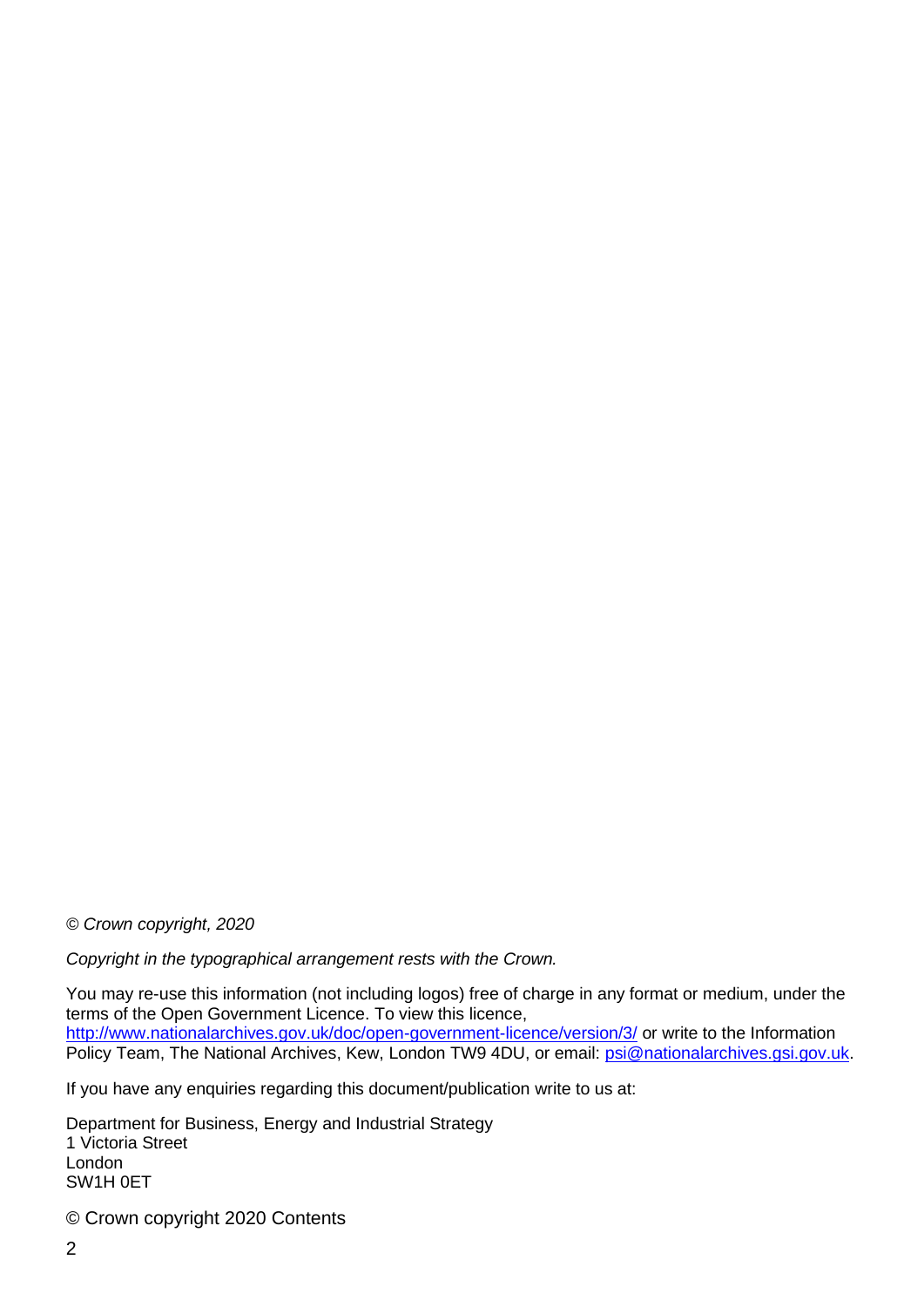*© Crown copyright, 2020*

*Copyright in the typographical arrangement rests with the Crown.*

You may re-use this information (not including logos) free of charge in any format or medium, under the terms of the Open Government Licence. To view this licence, http://www.nationalarchives.gov.uk/doc/open-government-licence/version/3/ or write to the Information Policy Team, The National Archives, Kew, London TW9 4DU, or email: psi@nationalarchives.gsi.gov.uk.

If you have any enquiries regarding this document/publication write to us at:

Department for Business, Energy and Industrial Strategy
1 Victoria Street
London
SW1H 0ET

© Crown copyright 2020 Contents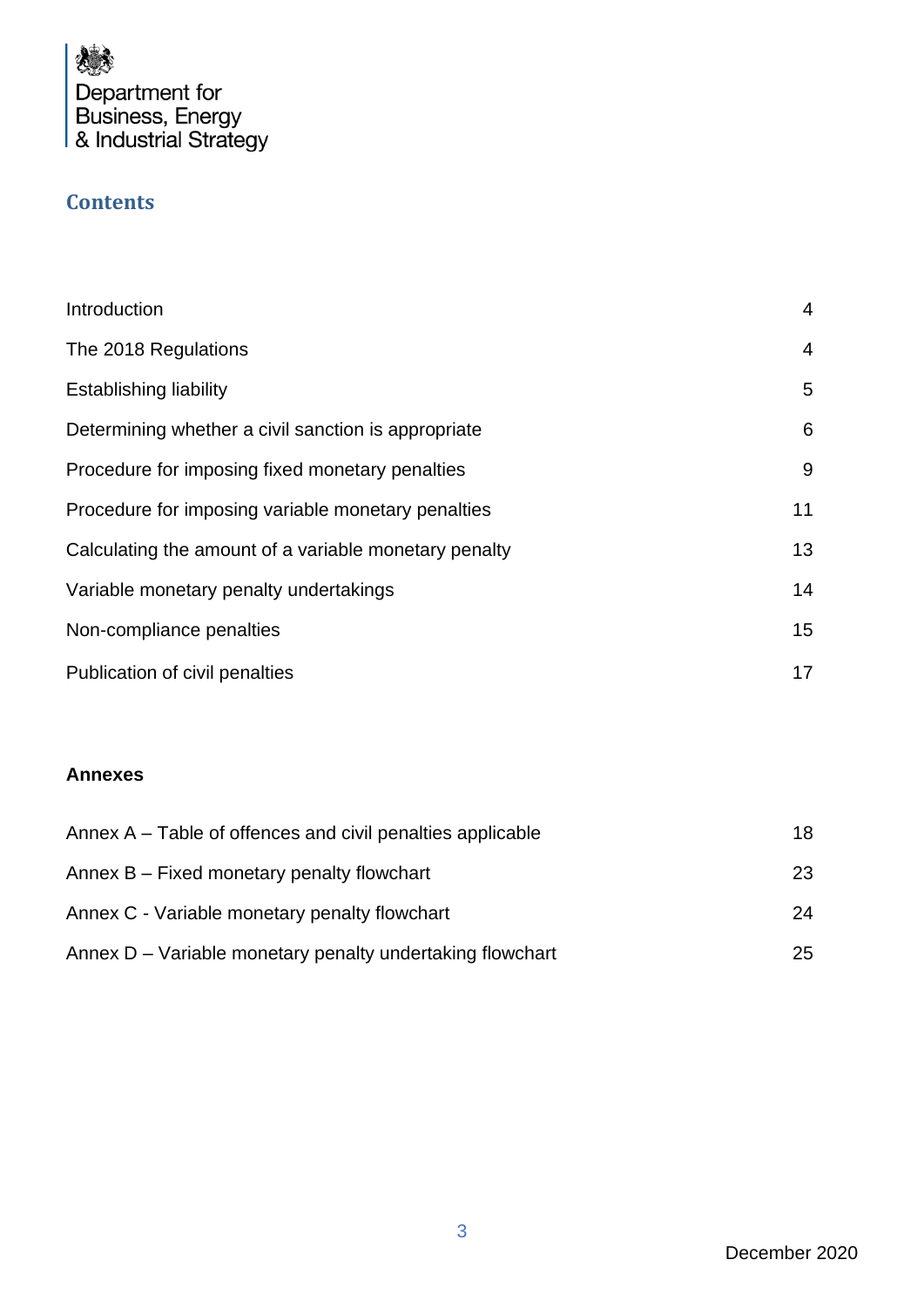Department for
Business, Energy
& Industrial Strategy

## Contents

| | |
|---|---|
| Introduction | 4 |
| The 2018 Regulations | 4 |
| Establishing liability | 5 |
| Determining whether a civil sanction is appropriate | 6 |
| Procedure for imposing fixed monetary penalties | 9 |
| Procedure for imposing variable monetary penalties | 11 |
| Calculating the amount of a variable monetary penalty | 13 |
| Variable monetary penalty undertakings | 14 |
| Non-compliance penalties | 15 |
| Publication of civil penalties | 17 |

**Annexes**

| | |
|---|---|
| Annex A – Table of offences and civil penalties applicable | 18 |
| Annex B – Fixed monetary penalty flowchart | 23 |
| Annex C - Variable monetary penalty flowchart | 24 |
| Annex D – Variable monetary penalty undertaking flowchart | 25 |

December 2020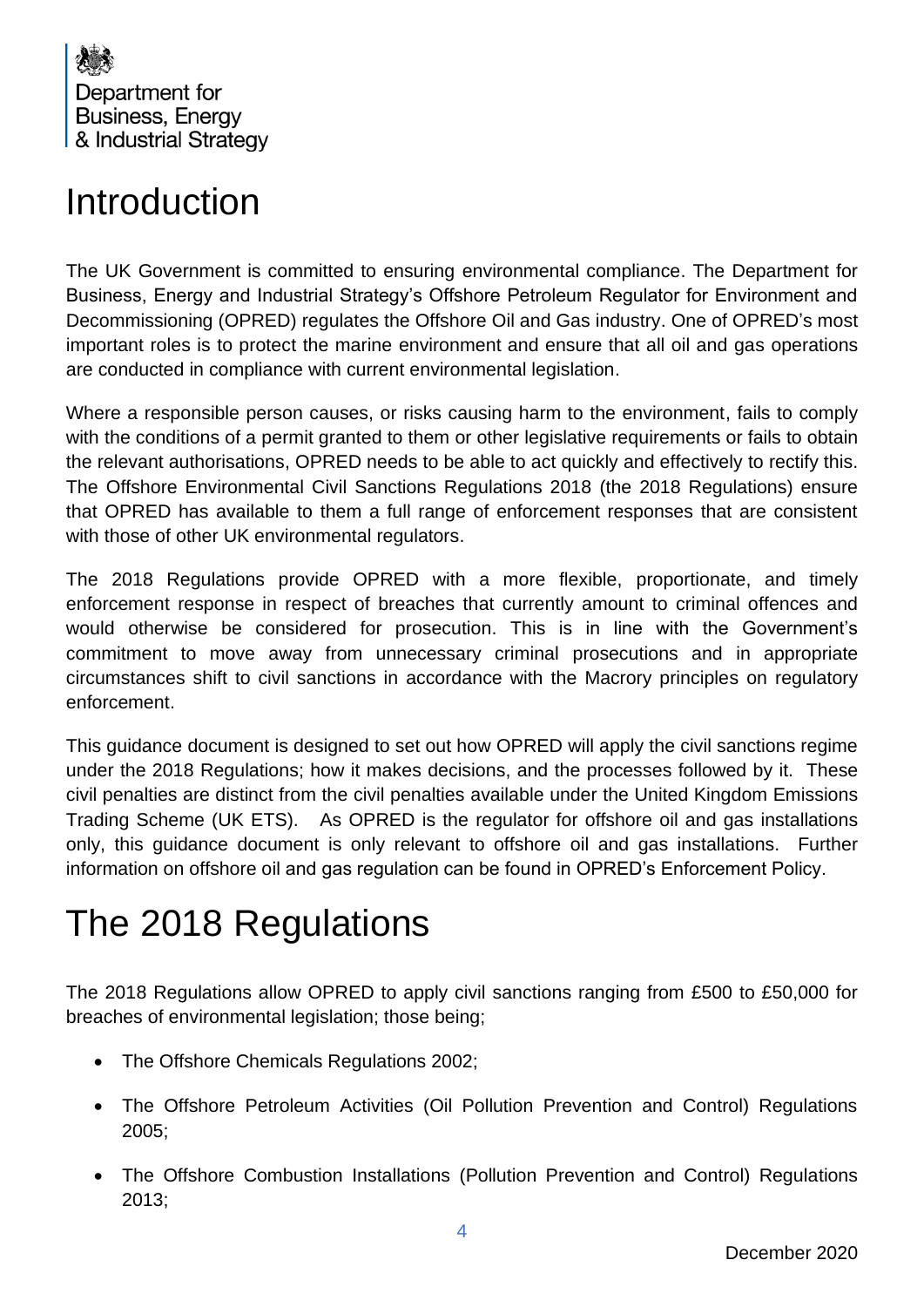# Introduction

The UK Government is committed to ensuring environmental compliance. The Department for Business, Energy and Industrial Strategy's Offshore Petroleum Regulator for Environment and Decommissioning (OPRED) regulates the Offshore Oil and Gas industry. One of OPRED's most important roles is to protect the marine environment and ensure that all oil and gas operations are conducted in compliance with current environmental legislation.

Where a responsible person causes, or risks causing harm to the environment, fails to comply with the conditions of a permit granted to them or other legislative requirements or fails to obtain the relevant authorisations, OPRED needs to be able to act quickly and effectively to rectify this. The Offshore Environmental Civil Sanctions Regulations 2018 (the 2018 Regulations) ensure that OPRED has available to them a full range of enforcement responses that are consistent with those of other UK environmental regulators.

The 2018 Regulations provide OPRED with a more flexible, proportionate, and timely enforcement response in respect of breaches that currently amount to criminal offences and would otherwise be considered for prosecution. This is in line with the Government's commitment to move away from unnecessary criminal prosecutions and in appropriate circumstances shift to civil sanctions in accordance with the Macrory principles on regulatory enforcement.

This guidance document is designed to set out how OPRED will apply the civil sanctions regime under the 2018 Regulations; how it makes decisions, and the processes followed by it. These civil penalties are distinct from the civil penalties available under the United Kingdom Emissions Trading Scheme (UK ETS). As OPRED is the regulator for offshore oil and gas installations only, this guidance document is only relevant to offshore oil and gas installations. Further information on offshore oil and gas regulation can be found in OPRED's Enforcement Policy.

# The 2018 Regulations

The 2018 Regulations allow OPRED to apply civil sanctions ranging from £500 to £50,000 for breaches of environmental legislation; those being;

- The Offshore Chemicals Regulations 2002;
- The Offshore Petroleum Activities (Oil Pollution Prevention and Control) Regulations 2005;
- The Offshore Combustion Installations (Pollution Prevention and Control) Regulations 2013;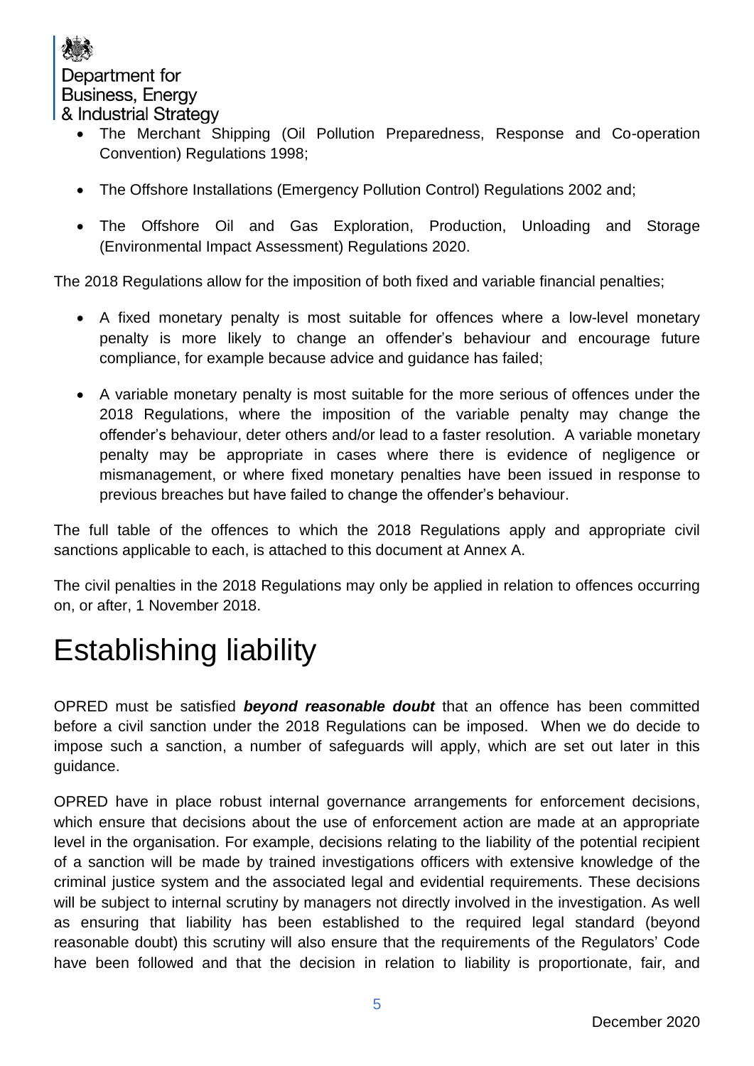- The Merchant Shipping (Oil Pollution Preparedness, Response and Co-operation Convention) Regulations 1998;
- The Offshore Installations (Emergency Pollution Control) Regulations 2002 and;
- The Offshore Oil and Gas Exploration, Production, Unloading and Storage (Environmental Impact Assessment) Regulations 2020.

The 2018 Regulations allow for the imposition of both fixed and variable financial penalties;

- A fixed monetary penalty is most suitable for offences where a low-level monetary penalty is more likely to change an offender's behaviour and encourage future compliance, for example because advice and guidance has failed;
- A variable monetary penalty is most suitable for the more serious of offences under the 2018 Regulations, where the imposition of the variable penalty may change the offender's behaviour, deter others and/or lead to a faster resolution. A variable monetary penalty may be appropriate in cases where there is evidence of negligence or mismanagement, or where fixed monetary penalties have been issued in response to previous breaches but have failed to change the offender's behaviour.

The full table of the offences to which the 2018 Regulations apply and appropriate civil sanctions applicable to each, is attached to this document at Annex A.

The civil penalties in the 2018 Regulations may only be applied in relation to offences occurring on, or after, 1 November 2018.

# Establishing liability

OPRED must be satisfied ***beyond reasonable doubt*** that an offence has been committed before a civil sanction under the 2018 Regulations can be imposed. When we do decide to impose such a sanction, a number of safeguards will apply, which are set out later in this guidance.

OPRED have in place robust internal governance arrangements for enforcement decisions, which ensure that decisions about the use of enforcement action are made at an appropriate level in the organisation. For example, decisions relating to the liability of the potential recipient of a sanction will be made by trained investigations officers with extensive knowledge of the criminal justice system and the associated legal and evidential requirements. These decisions will be subject to internal scrutiny by managers not directly involved in the investigation. As well as ensuring that liability has been established to the required legal standard (beyond reasonable doubt) this scrutiny will also ensure that the requirements of the Regulators' Code have been followed and that the decision in relation to liability is proportionate, fair, and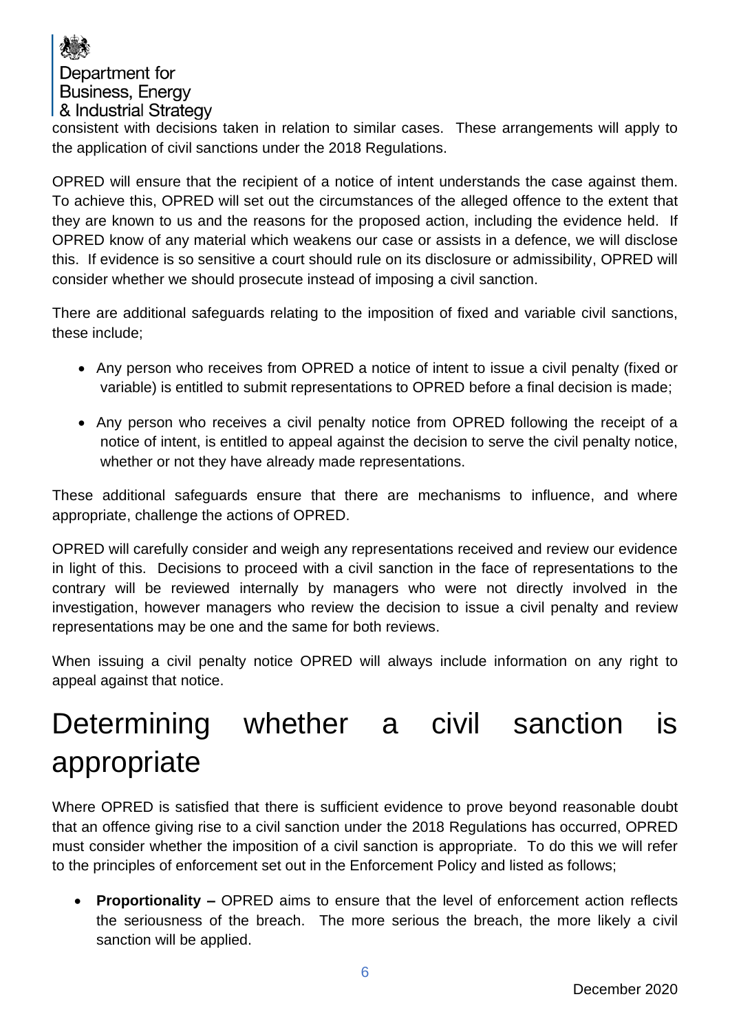consistent with decisions taken in relation to similar cases. These arrangements will apply to the application of civil sanctions under the 2018 Regulations.

OPRED will ensure that the recipient of a notice of intent understands the case against them. To achieve this, OPRED will set out the circumstances of the alleged offence to the extent that they are known to us and the reasons for the proposed action, including the evidence held. If OPRED know of any material which weakens our case or assists in a defence, we will disclose this. If evidence is so sensitive a court should rule on its disclosure or admissibility, OPRED will consider whether we should prosecute instead of imposing a civil sanction.

There are additional safeguards relating to the imposition of fixed and variable civil sanctions, these include;

- Any person who receives from OPRED a notice of intent to issue a civil penalty (fixed or variable) is entitled to submit representations to OPRED before a final decision is made;
- Any person who receives a civil penalty notice from OPRED following the receipt of a notice of intent, is entitled to appeal against the decision to serve the civil penalty notice, whether or not they have already made representations.

These additional safeguards ensure that there are mechanisms to influence, and where appropriate, challenge the actions of OPRED.

OPRED will carefully consider and weigh any representations received and review our evidence in light of this. Decisions to proceed with a civil sanction in the face of representations to the contrary will be reviewed internally by managers who were not directly involved in the investigation, however managers who review the decision to issue a civil penalty and review representations may be one and the same for both reviews.

When issuing a civil penalty notice OPRED will always include information on any right to appeal against that notice.

# Determining whether a civil sanction is appropriate

Where OPRED is satisfied that there is sufficient evidence to prove beyond reasonable doubt that an offence giving rise to a civil sanction under the 2018 Regulations has occurred, OPRED must consider whether the imposition of a civil sanction is appropriate. To do this we will refer to the principles of enforcement set out in the Enforcement Policy and listed as follows;

- **Proportionality –** OPRED aims to ensure that the level of enforcement action reflects the seriousness of the breach. The more serious the breach, the more likely a civil sanction will be applied.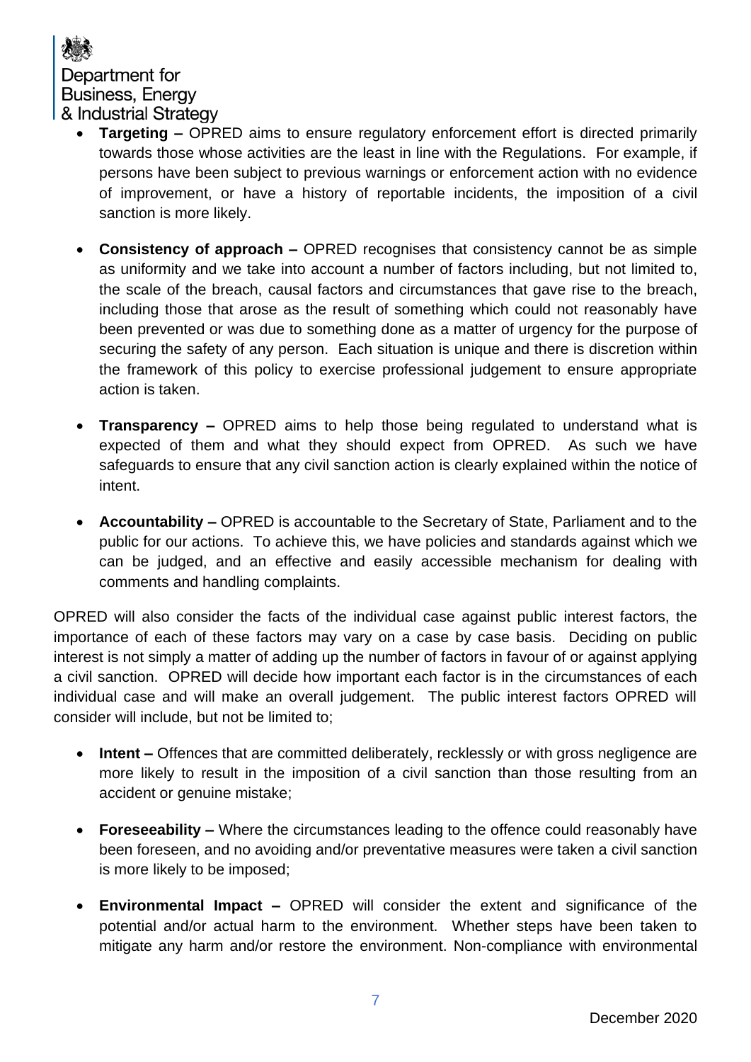- **Targeting –** OPRED aims to ensure regulatory enforcement effort is directed primarily towards those whose activities are the least in line with the Regulations. For example, if persons have been subject to previous warnings or enforcement action with no evidence of improvement, or have a history of reportable incidents, the imposition of a civil sanction is more likely.

- **Consistency of approach –** OPRED recognises that consistency cannot be as simple as uniformity and we take into account a number of factors including, but not limited to, the scale of the breach, causal factors and circumstances that gave rise to the breach, including those that arose as the result of something which could not reasonably have been prevented or was due to something done as a matter of urgency for the purpose of securing the safety of any person. Each situation is unique and there is discretion within the framework of this policy to exercise professional judgement to ensure appropriate action is taken.

- **Transparency –** OPRED aims to help those being regulated to understand what is expected of them and what they should expect from OPRED. As such we have safeguards to ensure that any civil sanction action is clearly explained within the notice of intent.

- **Accountability –** OPRED is accountable to the Secretary of State, Parliament and to the public for our actions. To achieve this, we have policies and standards against which we can be judged, and an effective and easily accessible mechanism for dealing with comments and handling complaints.

OPRED will also consider the facts of the individual case against public interest factors, the importance of each of these factors may vary on a case by case basis. Deciding on public interest is not simply a matter of adding up the number of factors in favour of or against applying a civil sanction. OPRED will decide how important each factor is in the circumstances of each individual case and will make an overall judgement. The public interest factors OPRED will consider will include, but not be limited to;

- **Intent –** Offences that are committed deliberately, recklessly or with gross negligence are more likely to result in the imposition of a civil sanction than those resulting from an accident or genuine mistake;

- **Foreseeability –** Where the circumstances leading to the offence could reasonably have been foreseen, and no avoiding and/or preventative measures were taken a civil sanction is more likely to be imposed;

- **Environmental Impact –** OPRED will consider the extent and significance of the potential and/or actual harm to the environment. Whether steps have been taken to mitigate any harm and/or restore the environment. Non-compliance with environmental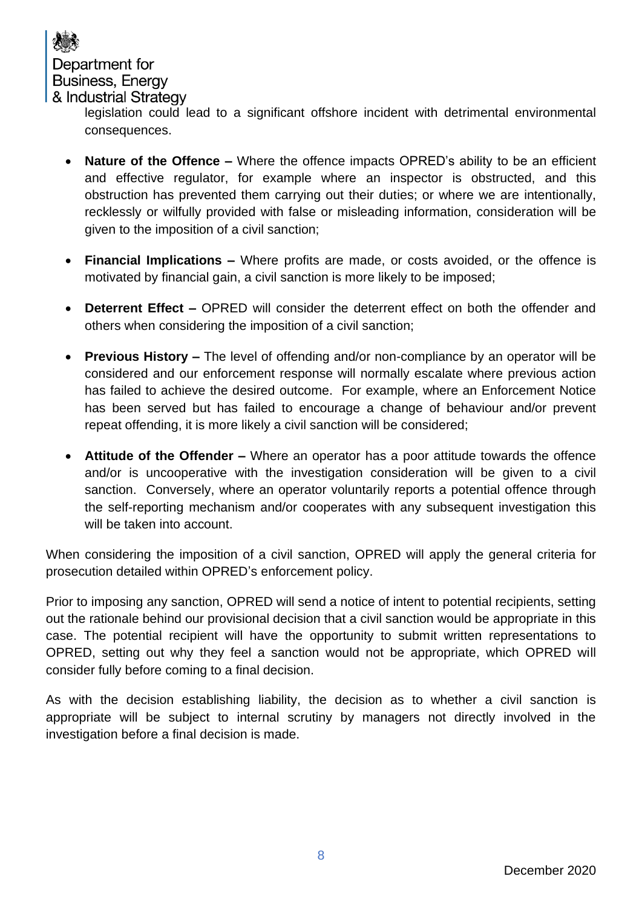legislation could lead to a significant offshore incident with detrimental environmental consequences.

- **Nature of the Offence –** Where the offence impacts OPRED's ability to be an efficient and effective regulator, for example where an inspector is obstructed, and this obstruction has prevented them carrying out their duties; or where we are intentionally, recklessly or wilfully provided with false or misleading information, consideration will be given to the imposition of a civil sanction;

- **Financial Implications –** Where profits are made, or costs avoided, or the offence is motivated by financial gain, a civil sanction is more likely to be imposed;

- **Deterrent Effect –** OPRED will consider the deterrent effect on both the offender and others when considering the imposition of a civil sanction;

- **Previous History –** The level of offending and/or non-compliance by an operator will be considered and our enforcement response will normally escalate where previous action has failed to achieve the desired outcome. For example, where an Enforcement Notice has been served but has failed to encourage a change of behaviour and/or prevent repeat offending, it is more likely a civil sanction will be considered;

- **Attitude of the Offender –** Where an operator has a poor attitude towards the offence and/or is uncooperative with the investigation consideration will be given to a civil sanction. Conversely, where an operator voluntarily reports a potential offence through the self-reporting mechanism and/or cooperates with any subsequent investigation this will be taken into account.

When considering the imposition of a civil sanction, OPRED will apply the general criteria for prosecution detailed within OPRED's enforcement policy.

Prior to imposing any sanction, OPRED will send a notice of intent to potential recipients, setting out the rationale behind our provisional decision that a civil sanction would be appropriate in this case. The potential recipient will have the opportunity to submit written representations to OPRED, setting out why they feel a sanction would not be appropriate, which OPRED will consider fully before coming to a final decision.

As with the decision establishing liability, the decision as to whether a civil sanction is appropriate will be subject to internal scrutiny by managers not directly involved in the investigation before a final decision is made.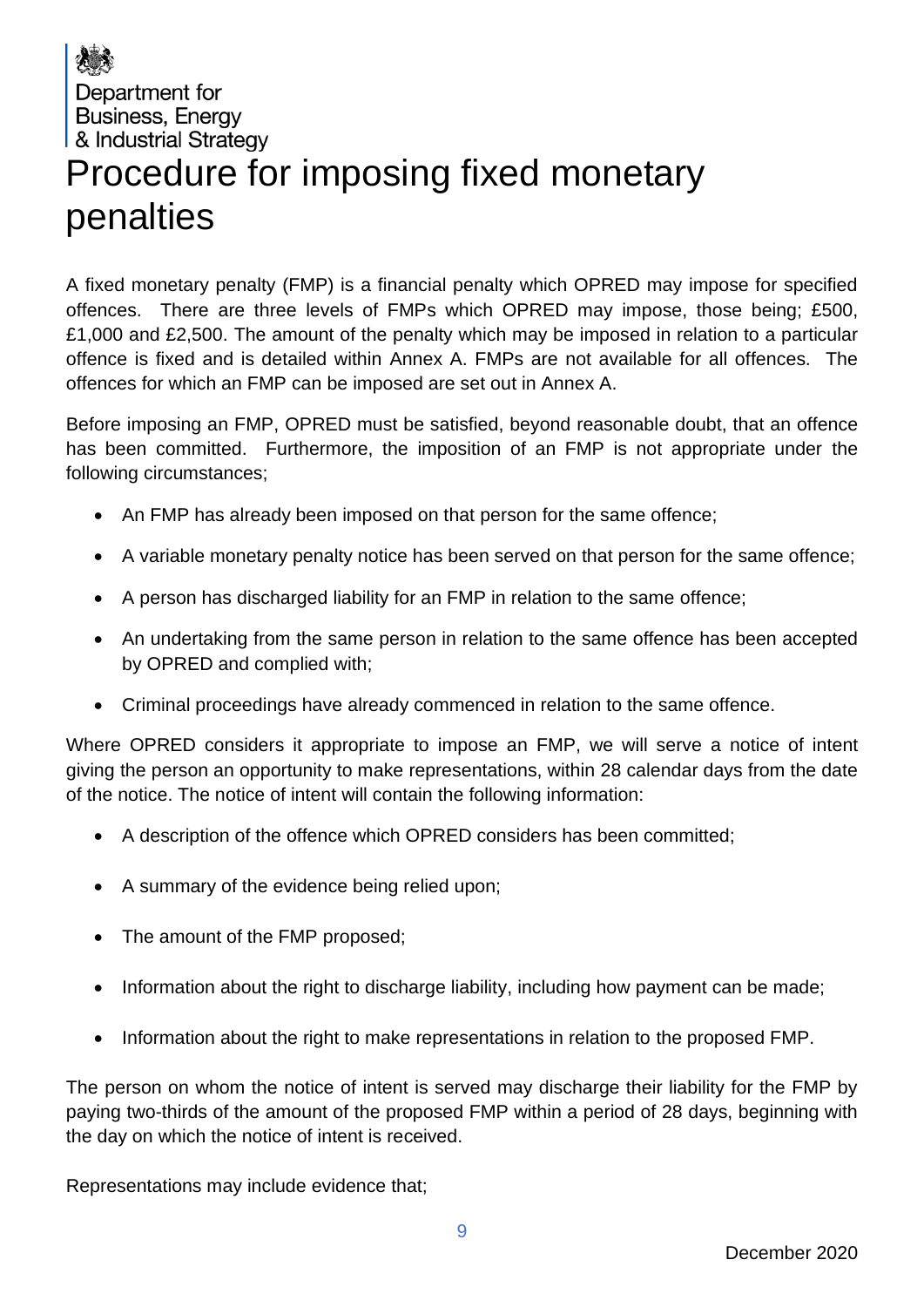# Procedure for imposing fixed monetary penalties

A fixed monetary penalty (FMP) is a financial penalty which OPRED may impose for specified offences. There are three levels of FMPs which OPRED may impose, those being; £500, £1,000 and £2,500. The amount of the penalty which may be imposed in relation to a particular offence is fixed and is detailed within Annex A. FMPs are not available for all offences. The offences for which an FMP can be imposed are set out in Annex A.

Before imposing an FMP, OPRED must be satisfied, beyond reasonable doubt, that an offence has been committed. Furthermore, the imposition of an FMP is not appropriate under the following circumstances;

- An FMP has already been imposed on that person for the same offence;
- A variable monetary penalty notice has been served on that person for the same offence;
- A person has discharged liability for an FMP in relation to the same offence;
- An undertaking from the same person in relation to the same offence has been accepted by OPRED and complied with;
- Criminal proceedings have already commenced in relation to the same offence.

Where OPRED considers it appropriate to impose an FMP, we will serve a notice of intent giving the person an opportunity to make representations, within 28 calendar days from the date of the notice. The notice of intent will contain the following information:

- A description of the offence which OPRED considers has been committed;
- A summary of the evidence being relied upon;
- The amount of the FMP proposed;
- Information about the right to discharge liability, including how payment can be made;
- Information about the right to make representations in relation to the proposed FMP.

The person on whom the notice of intent is served may discharge their liability for the FMP by paying two-thirds of the amount of the proposed FMP within a period of 28 days, beginning with the day on which the notice of intent is received.

Representations may include evidence that;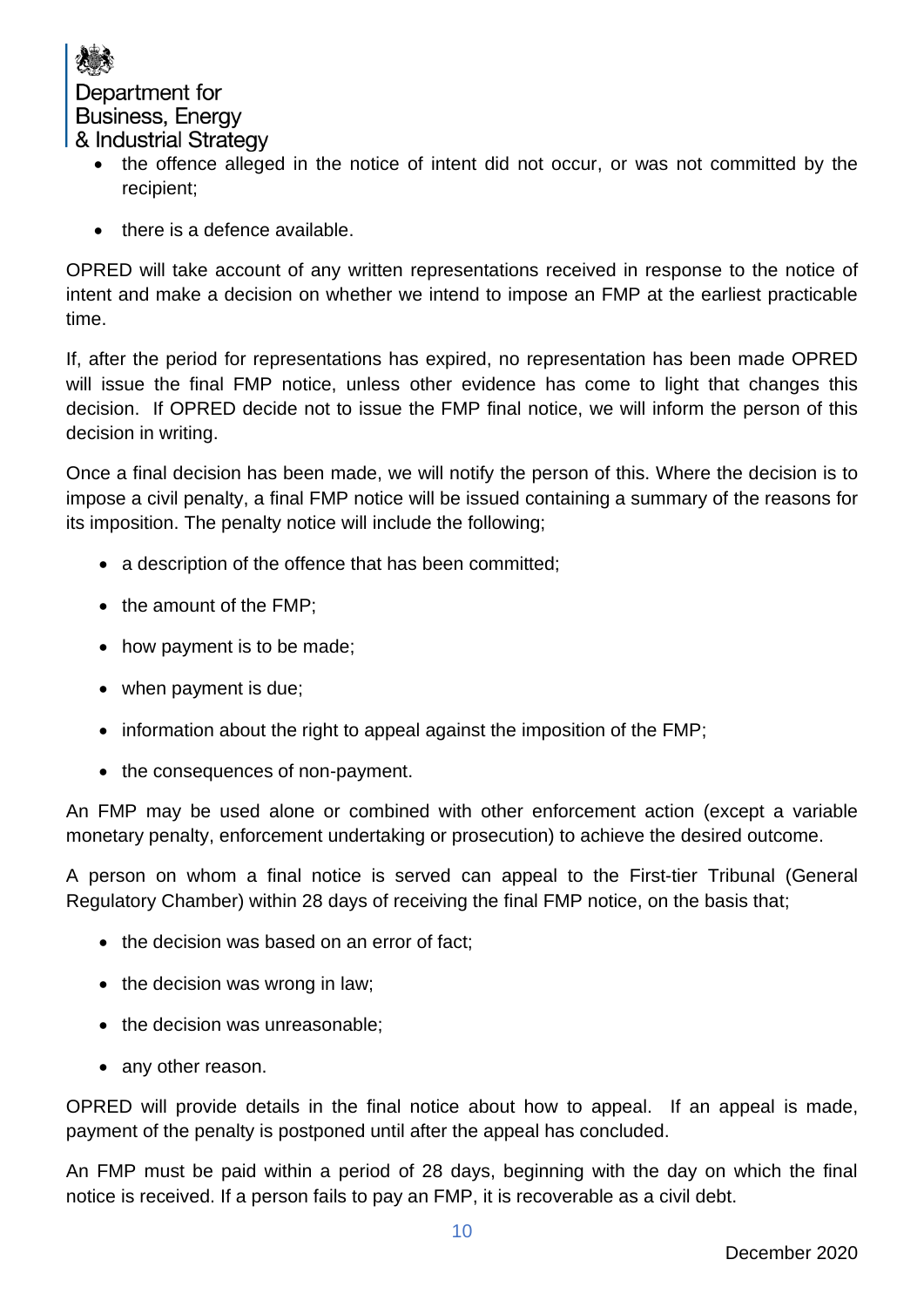- the offence alleged in the notice of intent did not occur, or was not committed by the recipient;
- there is a defence available.

OPRED will take account of any written representations received in response to the notice of intent and make a decision on whether we intend to impose an FMP at the earliest practicable time.

If, after the period for representations has expired, no representation has been made OPRED will issue the final FMP notice, unless other evidence has come to light that changes this decision. If OPRED decide not to issue the FMP final notice, we will inform the person of this decision in writing.

Once a final decision has been made, we will notify the person of this. Where the decision is to impose a civil penalty, a final FMP notice will be issued containing a summary of the reasons for its imposition. The penalty notice will include the following;

- a description of the offence that has been committed;
- the amount of the FMP;
- how payment is to be made;
- when payment is due;
- information about the right to appeal against the imposition of the FMP;
- the consequences of non-payment.

An FMP may be used alone or combined with other enforcement action (except a variable monetary penalty, enforcement undertaking or prosecution) to achieve the desired outcome.

A person on whom a final notice is served can appeal to the First-tier Tribunal (General Regulatory Chamber) within 28 days of receiving the final FMP notice, on the basis that;

- the decision was based on an error of fact;
- the decision was wrong in law;
- the decision was unreasonable;
- any other reason.

OPRED will provide details in the final notice about how to appeal. If an appeal is made, payment of the penalty is postponed until after the appeal has concluded.

An FMP must be paid within a period of 28 days, beginning with the day on which the final notice is received. If a person fails to pay an FMP, it is recoverable as a civil debt.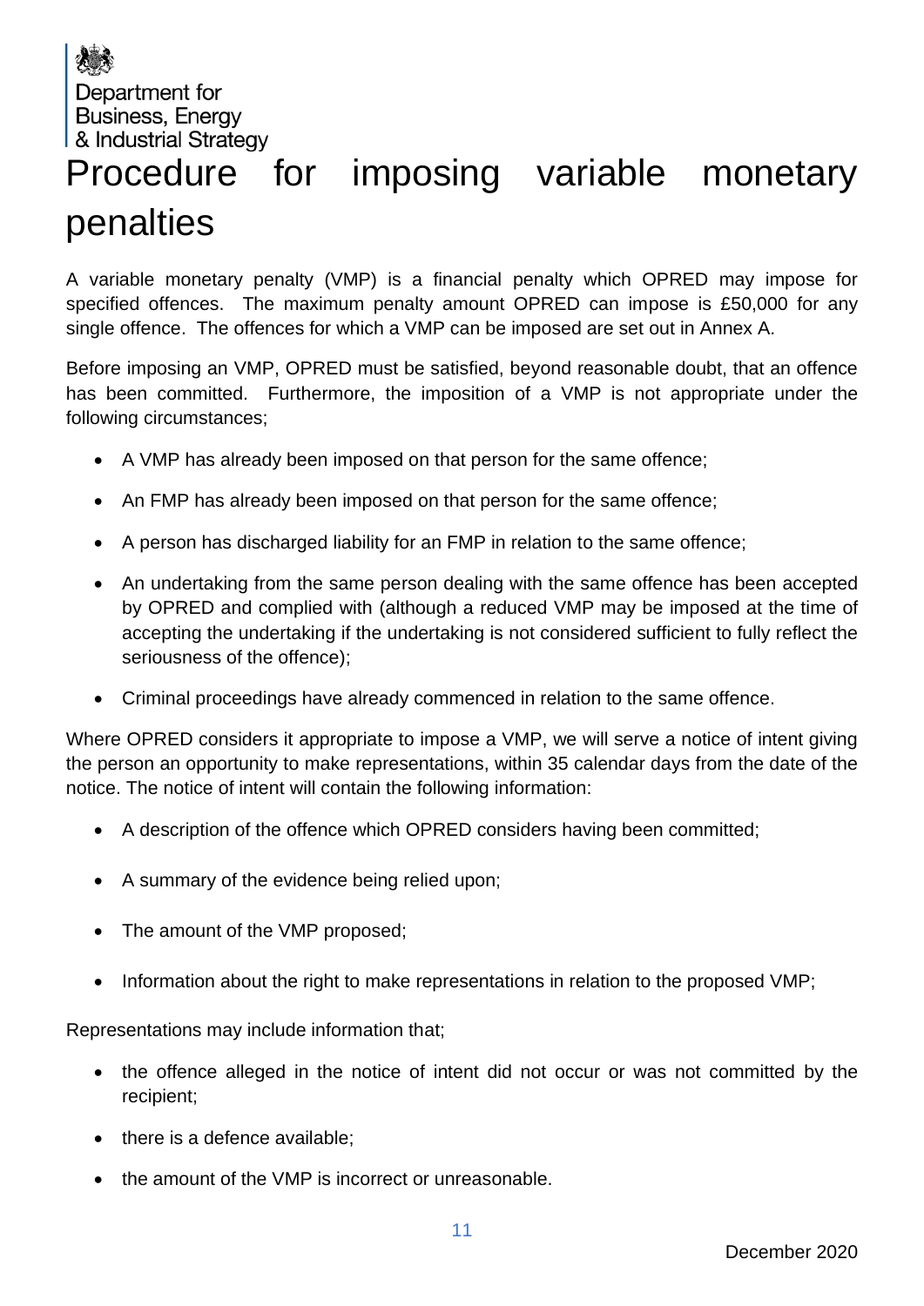# Procedure for imposing variable monetary penalties

A variable monetary penalty (VMP) is a financial penalty which OPRED may impose for specified offences. The maximum penalty amount OPRED can impose is £50,000 for any single offence. The offences for which a VMP can be imposed are set out in Annex A.

Before imposing an VMP, OPRED must be satisfied, beyond reasonable doubt, that an offence has been committed. Furthermore, the imposition of a VMP is not appropriate under the following circumstances;

- A VMP has already been imposed on that person for the same offence;
- An FMP has already been imposed on that person for the same offence;
- A person has discharged liability for an FMP in relation to the same offence;
- An undertaking from the same person dealing with the same offence has been accepted by OPRED and complied with (although a reduced VMP may be imposed at the time of accepting the undertaking if the undertaking is not considered sufficient to fully reflect the seriousness of the offence);
- Criminal proceedings have already commenced in relation to the same offence.

Where OPRED considers it appropriate to impose a VMP, we will serve a notice of intent giving the person an opportunity to make representations, within 35 calendar days from the date of the notice. The notice of intent will contain the following information:

- A description of the offence which OPRED considers having been committed;
- A summary of the evidence being relied upon;
- The amount of the VMP proposed;
- Information about the right to make representations in relation to the proposed VMP;

Representations may include information that;

- the offence alleged in the notice of intent did not occur or was not committed by the recipient;
- there is a defence available;
- the amount of the VMP is incorrect or unreasonable.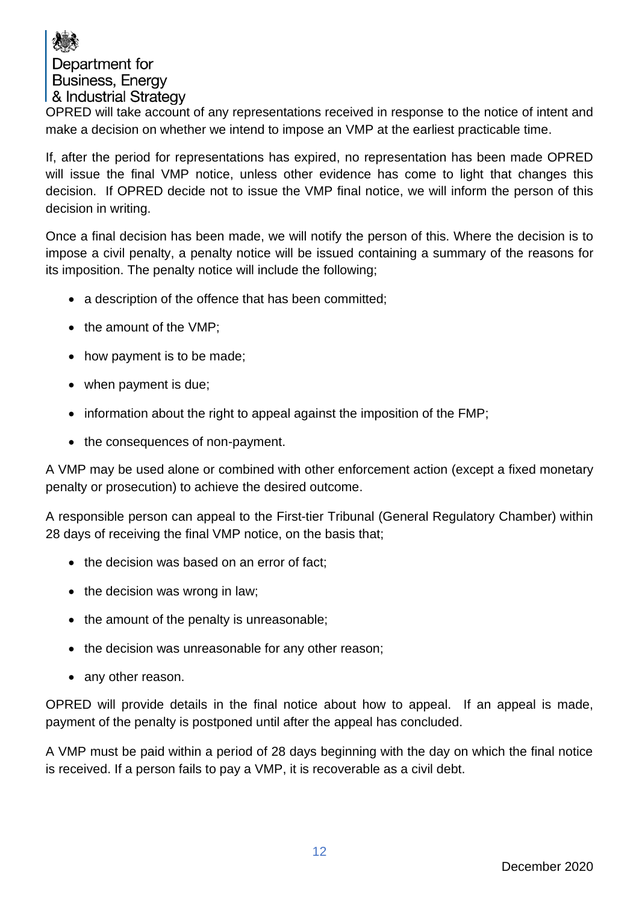OPRED will take account of any representations received in response to the notice of intent and make a decision on whether we intend to impose an VMP at the earliest practicable time.

If, after the period for representations has expired, no representation has been made OPRED will issue the final VMP notice, unless other evidence has come to light that changes this decision. If OPRED decide not to issue the VMP final notice, we will inform the person of this decision in writing.

Once a final decision has been made, we will notify the person of this. Where the decision is to impose a civil penalty, a penalty notice will be issued containing a summary of the reasons for its imposition. The penalty notice will include the following;

- a description of the offence that has been committed;
- the amount of the VMP;
- how payment is to be made;
- when payment is due;
- information about the right to appeal against the imposition of the FMP;
- the consequences of non-payment.

A VMP may be used alone or combined with other enforcement action (except a fixed monetary penalty or prosecution) to achieve the desired outcome.

A responsible person can appeal to the First-tier Tribunal (General Regulatory Chamber) within 28 days of receiving the final VMP notice, on the basis that;

- the decision was based on an error of fact;
- the decision was wrong in law;
- the amount of the penalty is unreasonable;
- the decision was unreasonable for any other reason;
- any other reason.

OPRED will provide details in the final notice about how to appeal. If an appeal is made, payment of the penalty is postponed until after the appeal has concluded.

A VMP must be paid within a period of 28 days beginning with the day on which the final notice is received. If a person fails to pay a VMP, it is recoverable as a civil debt.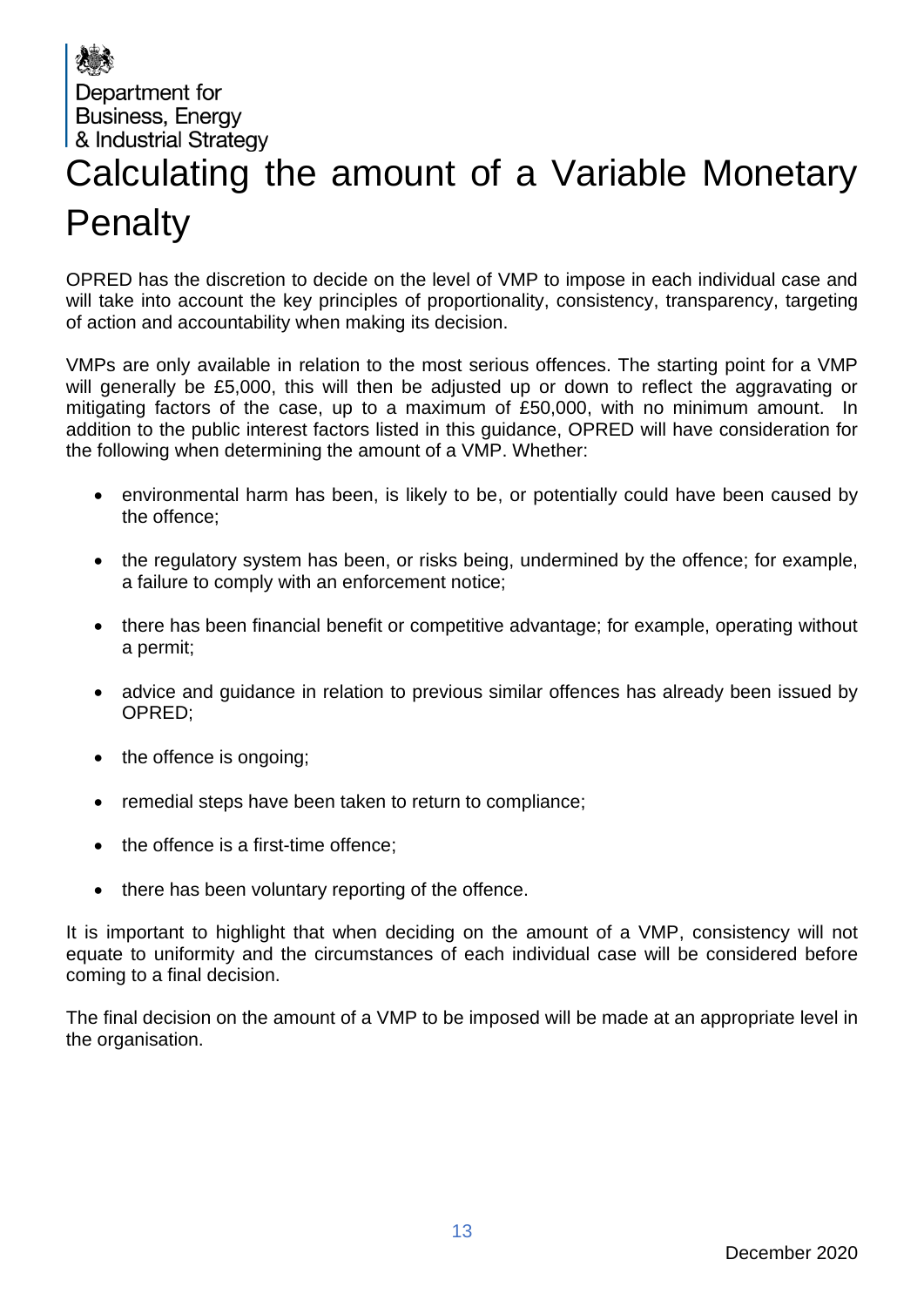# Calculating the amount of a Variable Monetary Penalty

OPRED has the discretion to decide on the level of VMP to impose in each individual case and will take into account the key principles of proportionality, consistency, transparency, targeting of action and accountability when making its decision.

VMPs are only available in relation to the most serious offences. The starting point for a VMP will generally be £5,000, this will then be adjusted up or down to reflect the aggravating or mitigating factors of the case, up to a maximum of £50,000, with no minimum amount. In addition to the public interest factors listed in this guidance, OPRED will have consideration for the following when determining the amount of a VMP. Whether:

- environmental harm has been, is likely to be, or potentially could have been caused by the offence;
- the regulatory system has been, or risks being, undermined by the offence; for example, a failure to comply with an enforcement notice;
- there has been financial benefit or competitive advantage; for example, operating without a permit;
- advice and guidance in relation to previous similar offences has already been issued by OPRED;
- the offence is ongoing;
- remedial steps have been taken to return to compliance;
- the offence is a first-time offence;
- there has been voluntary reporting of the offence.

It is important to highlight that when deciding on the amount of a VMP, consistency will not equate to uniformity and the circumstances of each individual case will be considered before coming to a final decision.

The final decision on the amount of a VMP to be imposed will be made at an appropriate level in the organisation.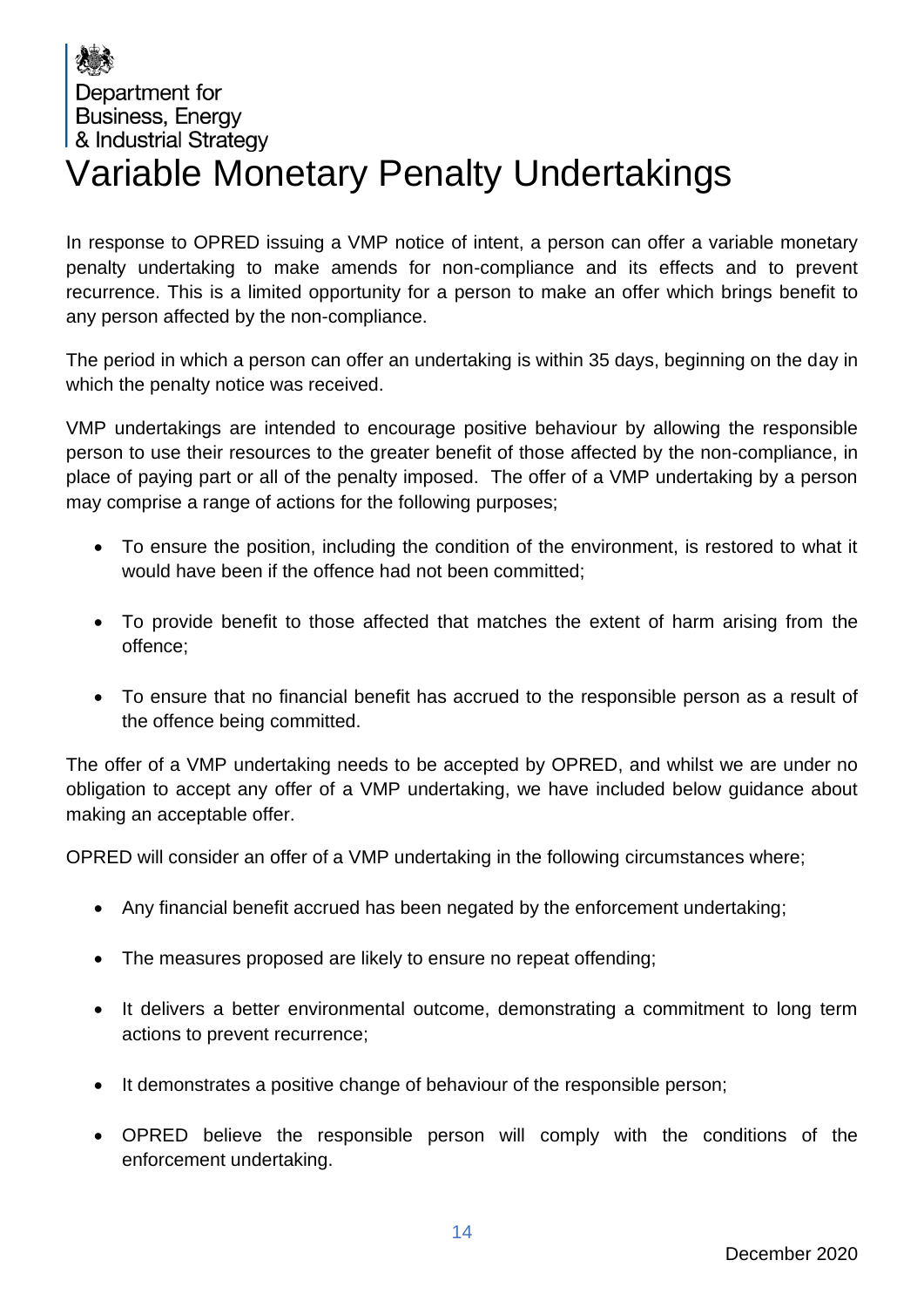# Variable Monetary Penalty Undertakings

In response to OPRED issuing a VMP notice of intent, a person can offer a variable monetary penalty undertaking to make amends for non-compliance and its effects and to prevent recurrence. This is a limited opportunity for a person to make an offer which brings benefit to any person affected by the non-compliance.

The period in which a person can offer an undertaking is within 35 days, beginning on the day in which the penalty notice was received.

VMP undertakings are intended to encourage positive behaviour by allowing the responsible person to use their resources to the greater benefit of those affected by the non-compliance, in place of paying part or all of the penalty imposed. The offer of a VMP undertaking by a person may comprise a range of actions for the following purposes;

- To ensure the position, including the condition of the environment, is restored to what it would have been if the offence had not been committed;
- To provide benefit to those affected that matches the extent of harm arising from the offence;
- To ensure that no financial benefit has accrued to the responsible person as a result of the offence being committed.

The offer of a VMP undertaking needs to be accepted by OPRED, and whilst we are under no obligation to accept any offer of a VMP undertaking, we have included below guidance about making an acceptable offer.

OPRED will consider an offer of a VMP undertaking in the following circumstances where;

- Any financial benefit accrued has been negated by the enforcement undertaking;
- The measures proposed are likely to ensure no repeat offending;
- It delivers a better environmental outcome, demonstrating a commitment to long term actions to prevent recurrence;
- It demonstrates a positive change of behaviour of the responsible person;
- OPRED believe the responsible person will comply with the conditions of the enforcement undertaking.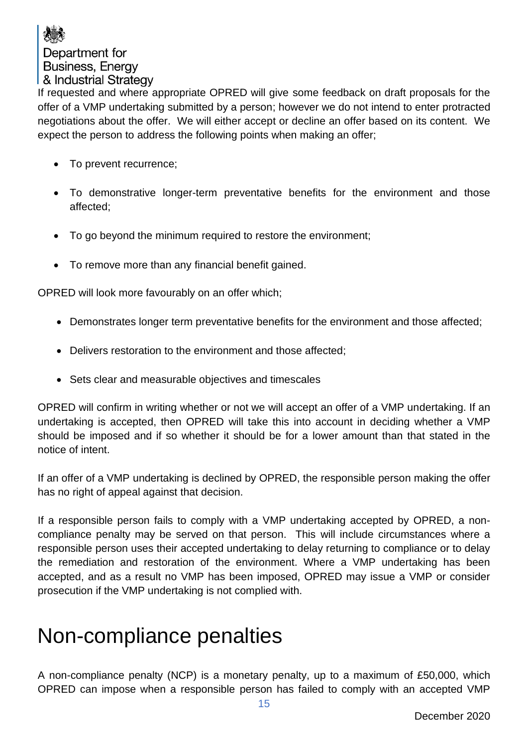If requested and where appropriate OPRED will give some feedback on draft proposals for the offer of a VMP undertaking submitted by a person; however we do not intend to enter protracted negotiations about the offer. We will either accept or decline an offer based on its content. We expect the person to address the following points when making an offer;

- To prevent recurrence;
- To demonstrative longer-term preventative benefits for the environment and those affected;
- To go beyond the minimum required to restore the environment;
- To remove more than any financial benefit gained.

OPRED will look more favourably on an offer which;

- Demonstrates longer term preventative benefits for the environment and those affected;
- Delivers restoration to the environment and those affected;
- Sets clear and measurable objectives and timescales

OPRED will confirm in writing whether or not we will accept an offer of a VMP undertaking. If an undertaking is accepted, then OPRED will take this into account in deciding whether a VMP should be imposed and if so whether it should be for a lower amount than that stated in the notice of intent.

If an offer of a VMP undertaking is declined by OPRED, the responsible person making the offer has no right of appeal against that decision.

If a responsible person fails to comply with a VMP undertaking accepted by OPRED, a non-compliance penalty may be served on that person. This will include circumstances where a responsible person uses their accepted undertaking to delay returning to compliance or to delay the remediation and restoration of the environment. Where a VMP undertaking has been accepted, and as a result no VMP has been imposed, OPRED may issue a VMP or consider prosecution if the VMP undertaking is not complied with.

# Non-compliance penalties

A non-compliance penalty (NCP) is a monetary penalty, up to a maximum of £50,000, which OPRED can impose when a responsible person has failed to comply with an accepted VMP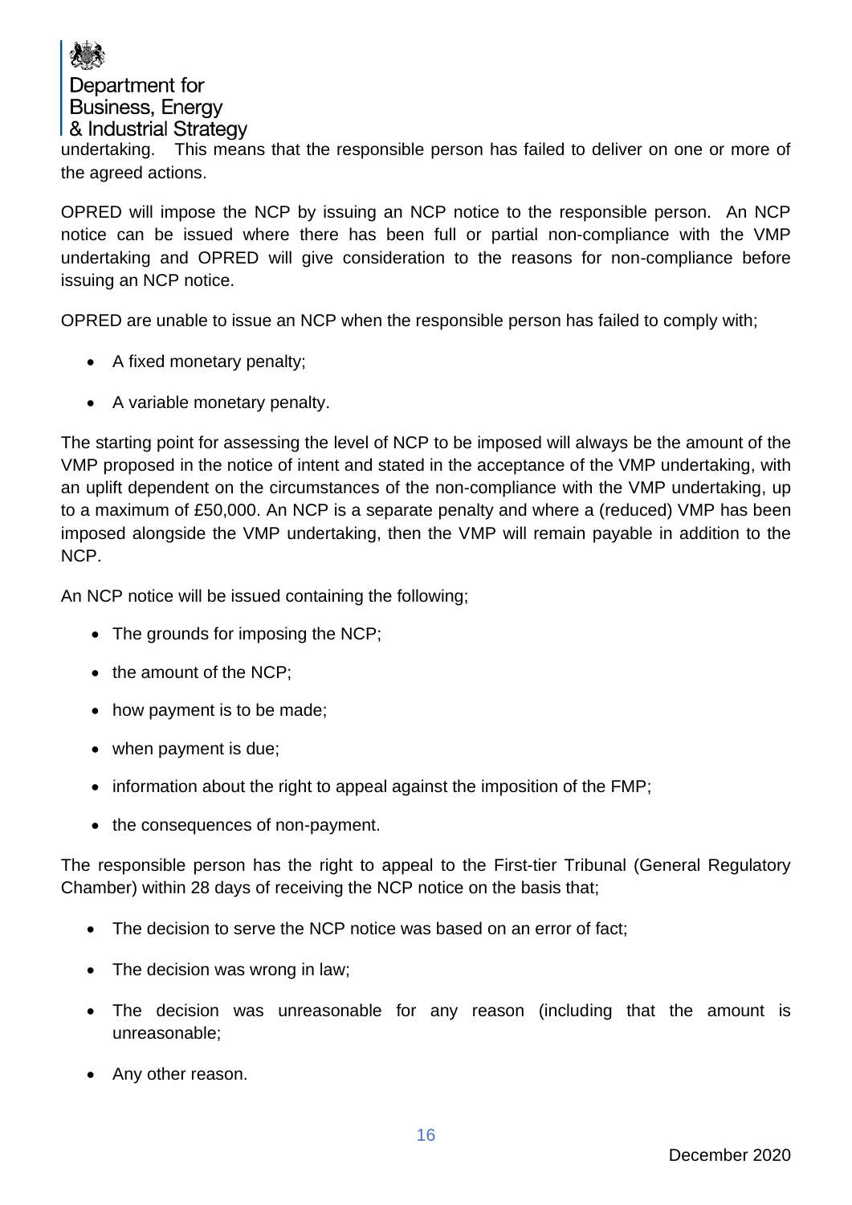undertaking. This means that the responsible person has failed to deliver on one or more of the agreed actions.

OPRED will impose the NCP by issuing an NCP notice to the responsible person. An NCP notice can be issued where there has been full or partial non-compliance with the VMP undertaking and OPRED will give consideration to the reasons for non-compliance before issuing an NCP notice.

OPRED are unable to issue an NCP when the responsible person has failed to comply with;

- A fixed monetary penalty;
- A variable monetary penalty.

The starting point for assessing the level of NCP to be imposed will always be the amount of the VMP proposed in the notice of intent and stated in the acceptance of the VMP undertaking, with an uplift dependent on the circumstances of the non-compliance with the VMP undertaking, up to a maximum of £50,000. An NCP is a separate penalty and where a (reduced) VMP has been imposed alongside the VMP undertaking, then the VMP will remain payable in addition to the NCP.

An NCP notice will be issued containing the following;

- The grounds for imposing the NCP;
- the amount of the NCP;
- how payment is to be made;
- when payment is due;
- information about the right to appeal against the imposition of the FMP;
- the consequences of non-payment.

The responsible person has the right to appeal to the First-tier Tribunal (General Regulatory Chamber) within 28 days of receiving the NCP notice on the basis that;

- The decision to serve the NCP notice was based on an error of fact;
- The decision was wrong in law;
- The decision was unreasonable for any reason (including that the amount is unreasonable;
- Any other reason.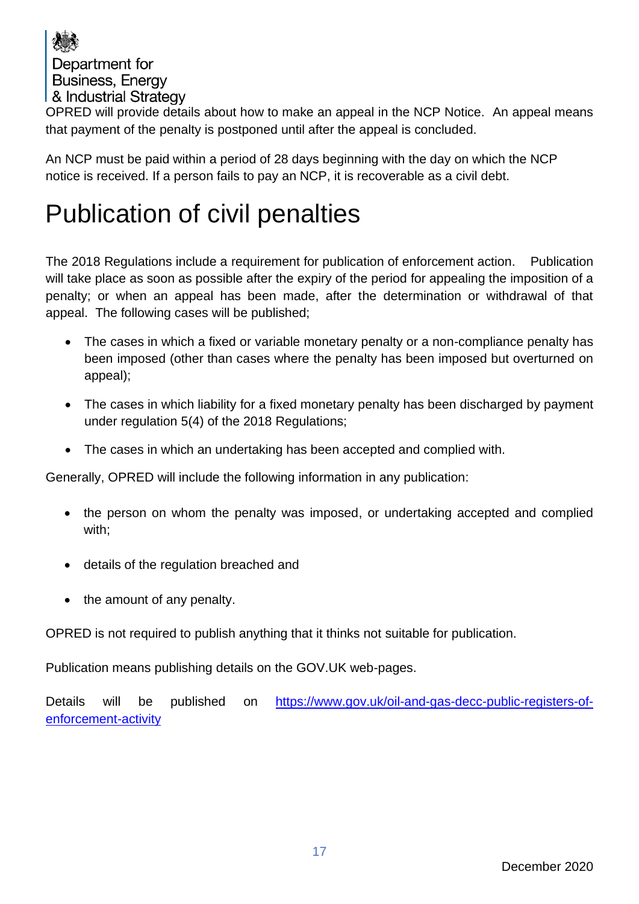OPRED will provide details about how to make an appeal in the NCP Notice. An appeal means that payment of the penalty is postponed until after the appeal is concluded.

An NCP must be paid within a period of 28 days beginning with the day on which the NCP notice is received. If a person fails to pay an NCP, it is recoverable as a civil debt.

# Publication of civil penalties

The 2018 Regulations include a requirement for publication of enforcement action. Publication will take place as soon as possible after the expiry of the period for appealing the imposition of a penalty; or when an appeal has been made, after the determination or withdrawal of that appeal. The following cases will be published;

- The cases in which a fixed or variable monetary penalty or a non-compliance penalty has been imposed (other than cases where the penalty has been imposed but overturned on appeal);
- The cases in which liability for a fixed monetary penalty has been discharged by payment under regulation 5(4) of the 2018 Regulations;
- The cases in which an undertaking has been accepted and complied with.

Generally, OPRED will include the following information in any publication:

- the person on whom the penalty was imposed, or undertaking accepted and complied with;
- details of the regulation breached and
- the amount of any penalty.

OPRED is not required to publish anything that it thinks not suitable for publication.

Publication means publishing details on the GOV.UK web-pages.

Details will be published on [https://www.gov.uk/oil-and-gas-decc-public-registers-of-enforcement-activity](https://www.gov.uk/oil-and-gas-decc-public-registers-of-enforcement-activity)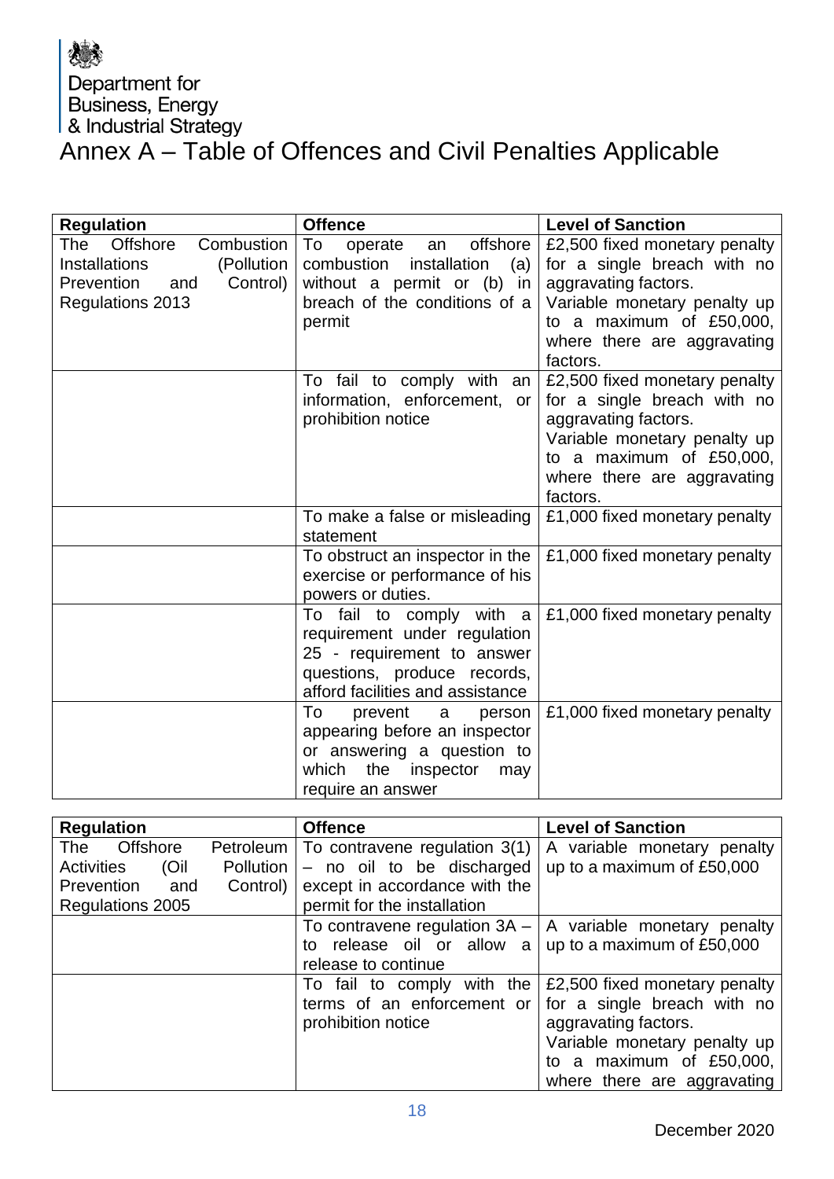Department for Business, Energy & Industrial Strategy

# Annex A – Table of Offences and Civil Penalties Applicable

| Regulation | Offence | Level of Sanction |
|---|---|---|
| The Offshore Combustion Installations (Pollution Prevention and Control) Regulations 2013 | To operate an offshore combustion installation (a) without a permit or (b) in breach of the conditions of a permit | £2,500 fixed monetary penalty for a single breach with no aggravating factors. Variable monetary penalty up to a maximum of £50,000, where there are aggravating factors. |
| | To fail to comply with an information, enforcement, or prohibition notice | £2,500 fixed monetary penalty for a single breach with no aggravating factors. Variable monetary penalty up to a maximum of £50,000, where there are aggravating factors. |
| | To make a false or misleading statement | £1,000 fixed monetary penalty |
| | To obstruct an inspector in the exercise or performance of his powers or duties. | £1,000 fixed monetary penalty |
| | To fail to comply with a requirement under regulation 25 - requirement to answer questions, produce records, afford facilities and assistance | £1,000 fixed monetary penalty |
| | To prevent a person appearing before an inspector or answering a question to which the inspector may require an answer | £1,000 fixed monetary penalty |

| Regulation | Offence | Level of Sanction |
|---|---|---|
| The Offshore Petroleum Activities (Oil Pollution Prevention and Control) Regulations 2005 | To contravene regulation 3(1) – no oil to be discharged except in accordance with the permit for the installation | A variable monetary penalty up to a maximum of £50,000 |
| | To contravene regulation 3A – to release oil or allow a release to continue | A variable monetary penalty up to a maximum of £50,000 |
| | To fail to comply with the terms of an enforcement or prohibition notice | £2,500 fixed monetary penalty for a single breach with no aggravating factors. Variable monetary penalty up to a maximum of £50,000, where there are aggravating |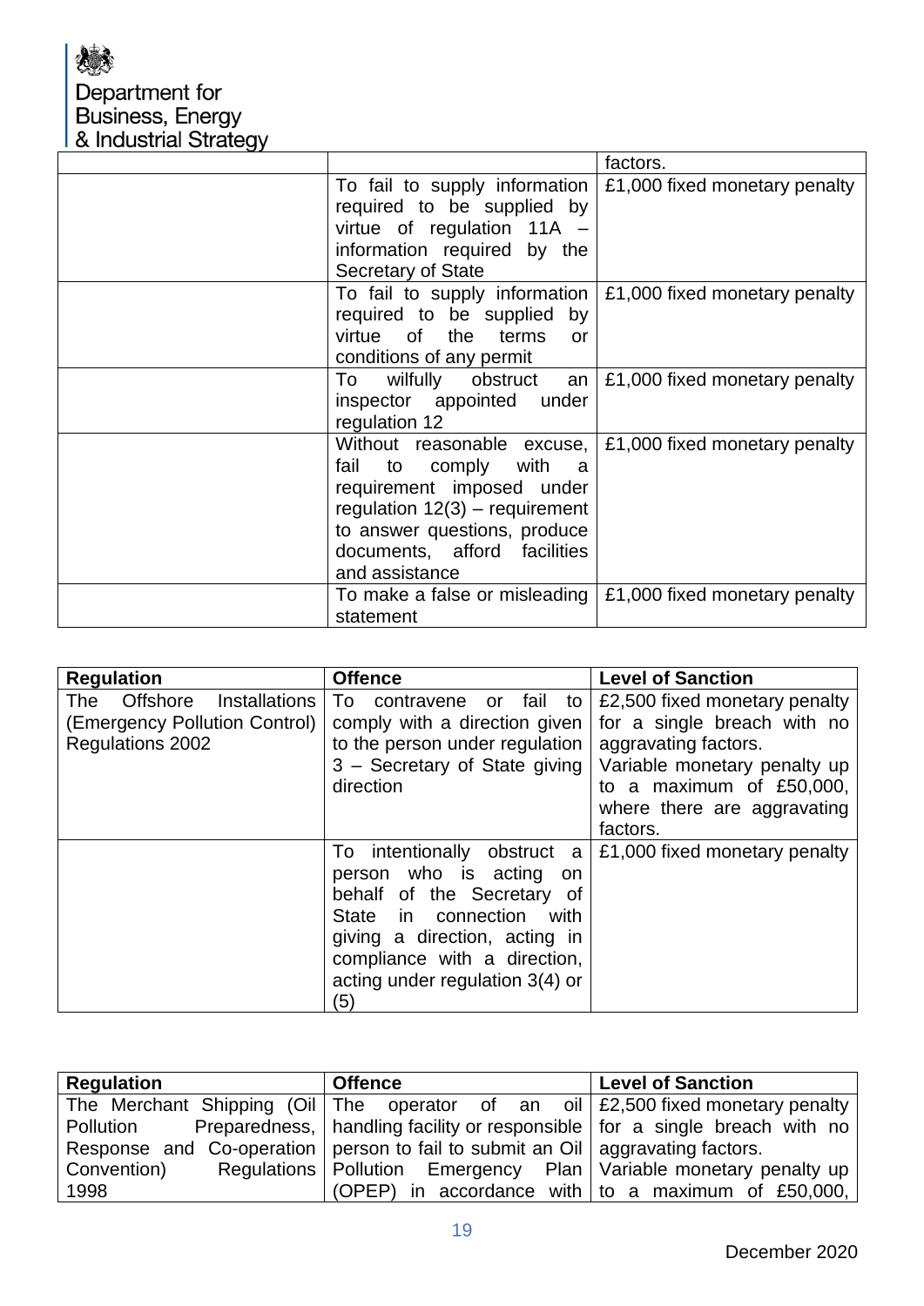| | | |
|---|---|---|
| | | factors. |
| | To fail to supply information required to be supplied by virtue of regulation 11A – information required by the Secretary of State | £1,000 fixed monetary penalty |
| | To fail to supply information required to be supplied by virtue of the terms or conditions of any permit | £1,000 fixed monetary penalty |
| | To wilfully obstruct an inspector appointed under regulation 12 | £1,000 fixed monetary penalty |
| | Without reasonable excuse, fail to comply with a requirement imposed under regulation 12(3) – requirement to answer questions, produce documents, afford facilities and assistance | £1,000 fixed monetary penalty |
| | To make a false or misleading statement | £1,000 fixed monetary penalty |

| Regulation | Offence | Level of Sanction |
|---|---|---|
| The Offshore Installations (Emergency Pollution Control) Regulations 2002 | To contravene or fail to comply with a direction given to the person under regulation 3 – Secretary of State giving direction | £2,500 fixed monetary penalty for a single breach with no aggravating factors. Variable monetary penalty up to a maximum of £50,000, where there are aggravating factors. |
| | To intentionally obstruct a person who is acting on behalf of the Secretary of State in connection with giving a direction, acting in compliance with a direction, acting under regulation 3(4) or (5) | £1,000 fixed monetary penalty |

| Regulation | Offence | Level of Sanction |
|---|---|---|
| The Merchant Shipping (Oil Pollution Preparedness, Response and Co-operation Convention) Regulations 1998 | The operator of an oil handling facility or responsible person to fail to submit an Oil Pollution Emergency Plan (OPEP) in accordance with | £2,500 fixed monetary penalty for a single breach with no aggravating factors. Variable monetary penalty up to a maximum of £50,000, |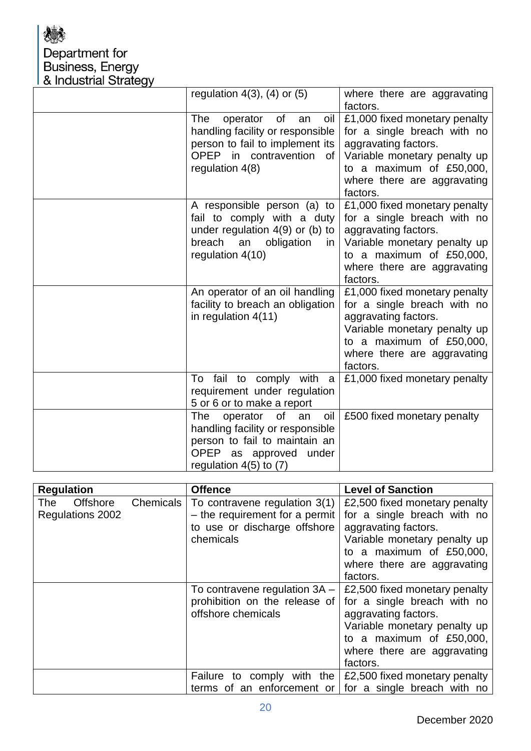| | | |
|---|---|---|
| | regulation 4(3), (4) or (5) | where there are aggravating factors. |
| | The operator of an oil handling facility or responsible person to fail to implement its OPEP in contravention of regulation 4(8) | £1,000 fixed monetary penalty for a single breach with no aggravating factors. Variable monetary penalty up to a maximum of £50,000, where there are aggravating factors. |
| | A responsible person (a) to fail to comply with a duty under regulation 4(9) or (b) to breach an obligation in regulation 4(10) | £1,000 fixed monetary penalty for a single breach with no aggravating factors. Variable monetary penalty up to a maximum of £50,000, where there are aggravating factors. |
| | An operator of an oil handling facility to breach an obligation in regulation 4(11) | £1,000 fixed monetary penalty for a single breach with no aggravating factors. Variable monetary penalty up to a maximum of £50,000, where there are aggravating factors. |
| | To fail to comply with a requirement under regulation 5 or 6 or to make a report | £1,000 fixed monetary penalty |
| | The operator of an oil handling facility or responsible person to fail to maintain an OPEP as approved under regulation 4(5) to (7) | £500 fixed monetary penalty |

| Regulation | Offence | Level of Sanction |
|---|---|---|
| The Offshore Chemicals Regulations 2002 | To contravene regulation 3(1) – the requirement for a permit to use or discharge offshore chemicals | £2,500 fixed monetary penalty for a single breach with no aggravating factors. Variable monetary penalty up to a maximum of £50,000, where there are aggravating factors. |
| | To contravene regulation 3A – prohibition on the release of offshore chemicals | £2,500 fixed monetary penalty for a single breach with no aggravating factors. Variable monetary penalty up to a maximum of £50,000, where there are aggravating factors. |
| | Failure to comply with the terms of an enforcement or | £2,500 fixed monetary penalty for a single breach with no |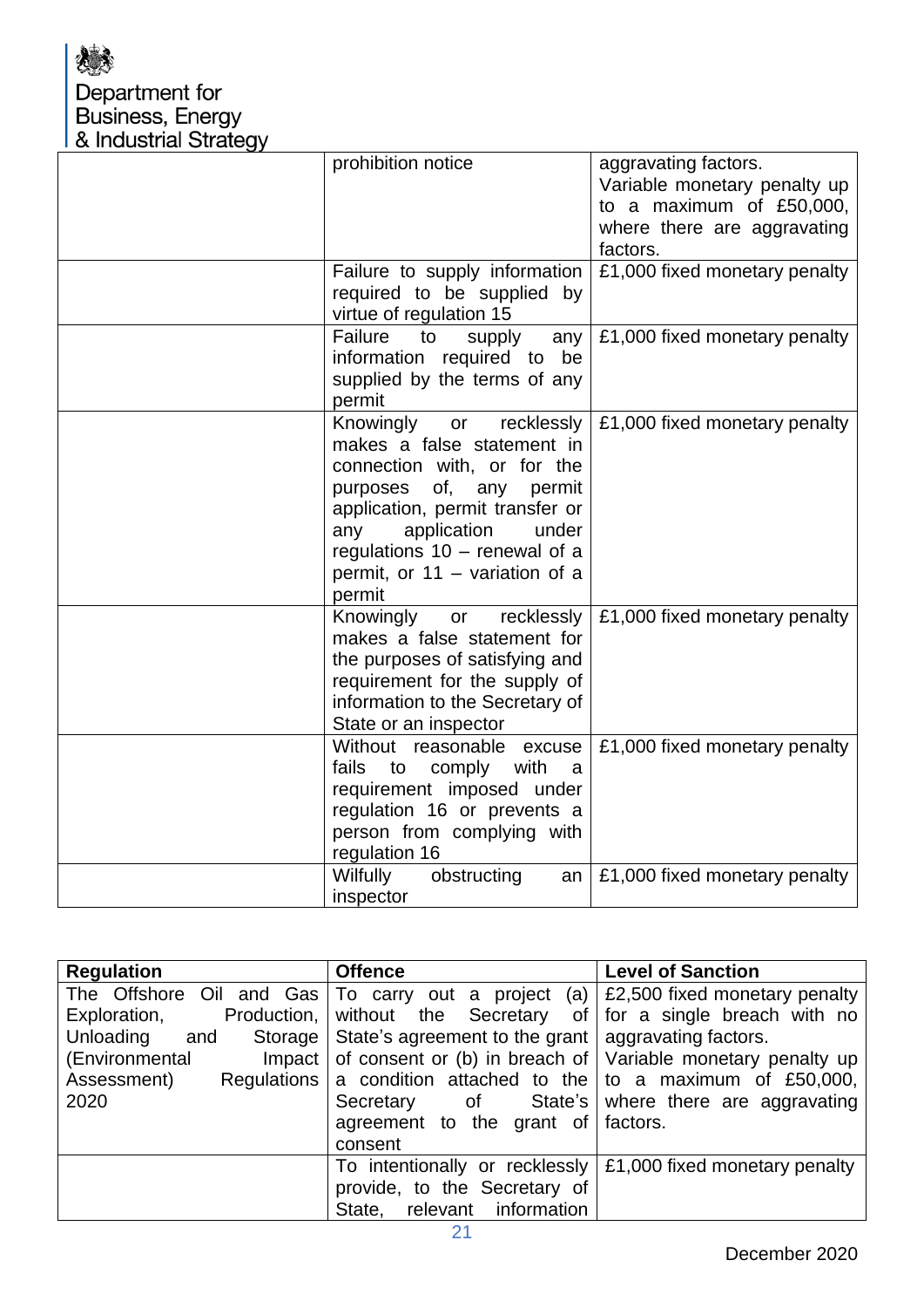| | | |
|---|---|---|
| | prohibition notice | aggravating factors. Variable monetary penalty up to a maximum of £50,000, where there are aggravating factors. |
| | Failure to supply information required to be supplied by virtue of regulation 15 | £1,000 fixed monetary penalty |
| | Failure to supply any information required to be supplied by the terms of any permit | £1,000 fixed monetary penalty |
| | Knowingly or recklessly makes a false statement in connection with, or for the purposes of, any permit application, permit transfer or any application under regulations 10 – renewal of a permit, or 11 – variation of a permit | £1,000 fixed monetary penalty |
| | Knowingly or recklessly makes a false statement for the purposes of satisfying and requirement for the supply of information to the Secretary of State or an inspector | £1,000 fixed monetary penalty |
| | Without reasonable excuse fails to comply with a requirement imposed under regulation 16 or prevents a person from complying with regulation 16 | £1,000 fixed monetary penalty |
| | Wilfully obstructing an inspector | £1,000 fixed monetary penalty |

| Regulation | Offence | Level of Sanction |
|---|---|---|
| The Offshore Oil and Gas Exploration, Production, Unloading and Storage (Environmental Impact Assessment) Regulations 2020 | To carry out a project (a) without the Secretary of State's agreement to the grant of consent or (b) in breach of a condition attached to the Secretary of State's agreement to the grant of consent | £2,500 fixed monetary penalty for a single breach with no aggravating factors. Variable monetary penalty up to a maximum of £50,000, where there are aggravating factors. |
| | To intentionally or recklessly provide, to the Secretary of State, relevant information | £1,000 fixed monetary penalty |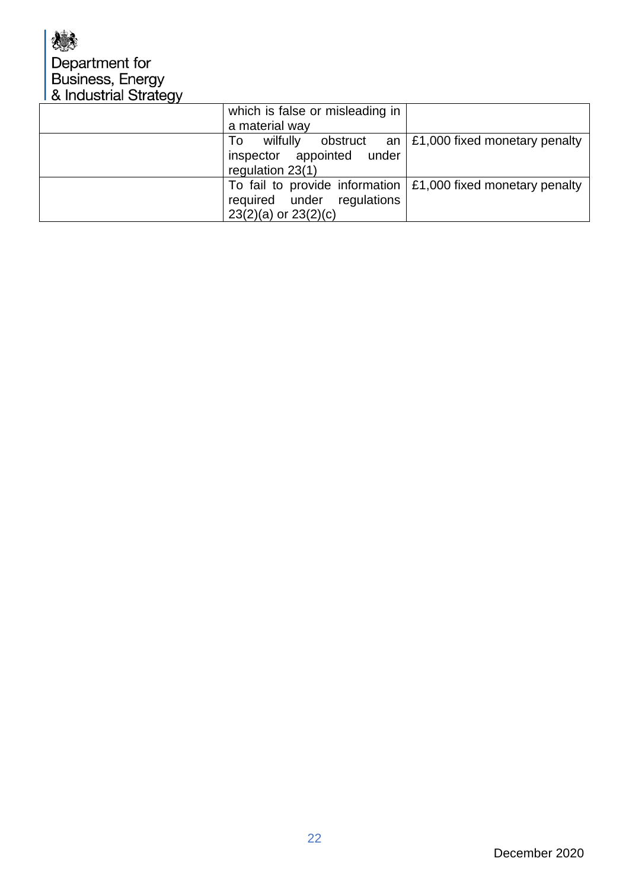| | | |
|---|---|---|
| | which is false or misleading in a material way | |
| | To wilfully obstruct an inspector appointed under regulation 23(1) | £1,000 fixed monetary penalty |
| | To fail to provide information required under regulations 23(2)(a) or 23(2)(c) | £1,000 fixed monetary penalty |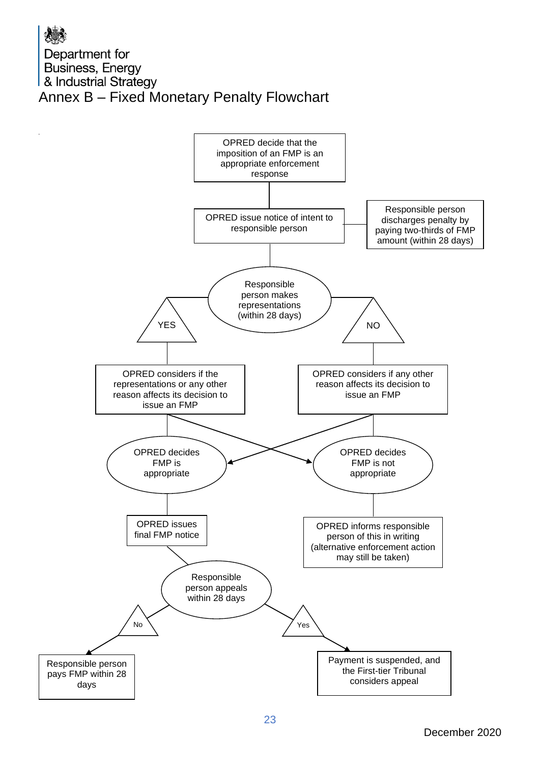# Annex B – Fixed Monetary Penalty Flowchart

OPRED decide that the imposition of an FMP is an appropriate enforcement response

OPRED issue notice of intent to responsible person

Responsible person discharges penalty by paying two-thirds of FMP amount (within 28 days)

Responsible person makes representations (within 28 days)

YES

NO

OPRED considers if the representations or any other reason affects its decision to issue an FMP

OPRED considers if any other reason affects its decision to issue an FMP

OPRED decides FMP is appropriate

OPRED decides FMP is not appropriate

OPRED issues final FMP notice

OPRED informs responsible person of this in writing (alternative enforcement action may still be taken)

Responsible person appeals within 28 days

No

Yes

Responsible person pays FMP within 28 days

Payment is suspended, and the First-tier Tribunal considers appeal

December 2020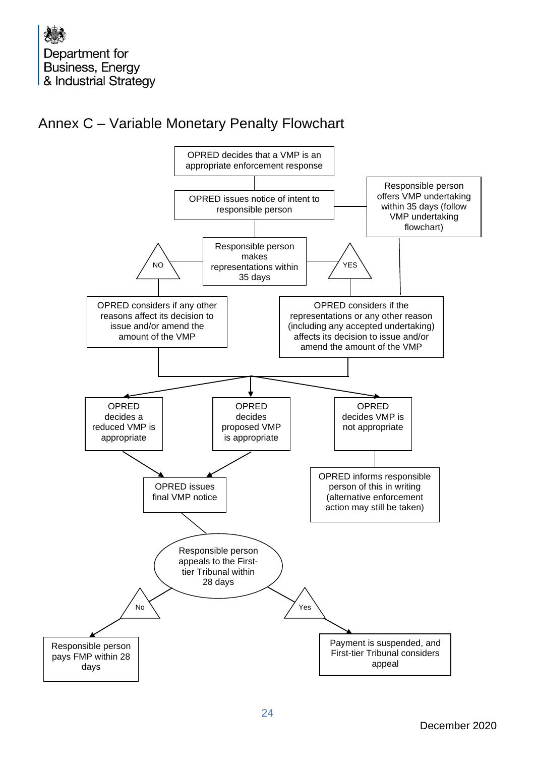## Annex C – Variable Monetary Penalty Flowchart

OPRED decides that a VMP is an appropriate enforcement response

OPRED issues notice of intent to responsible person

Responsible person offers VMP undertaking within 35 days (follow VMP undertaking flowchart)

Responsible person makes representations within 35 days

NO

YES

OPRED considers if any other reasons affect its decision to issue and/or amend the amount of the VMP

OPRED considers if the representations or any other reason (including any accepted undertaking) affects its decision to issue and/or amend the amount of the VMP

OPRED decides a reduced VMP is appropriate

OPRED decides proposed VMP is appropriate

OPRED decides VMP is not appropriate

OPRED issues final VMP notice

OPRED informs responsible person of this in writing (alternative enforcement action may still be taken)

Responsible person appeals to the First-tier Tribunal within 28 days

No

Yes

Responsible person pays FMP within 28 days

Payment is suspended, and First-tier Tribunal considers appeal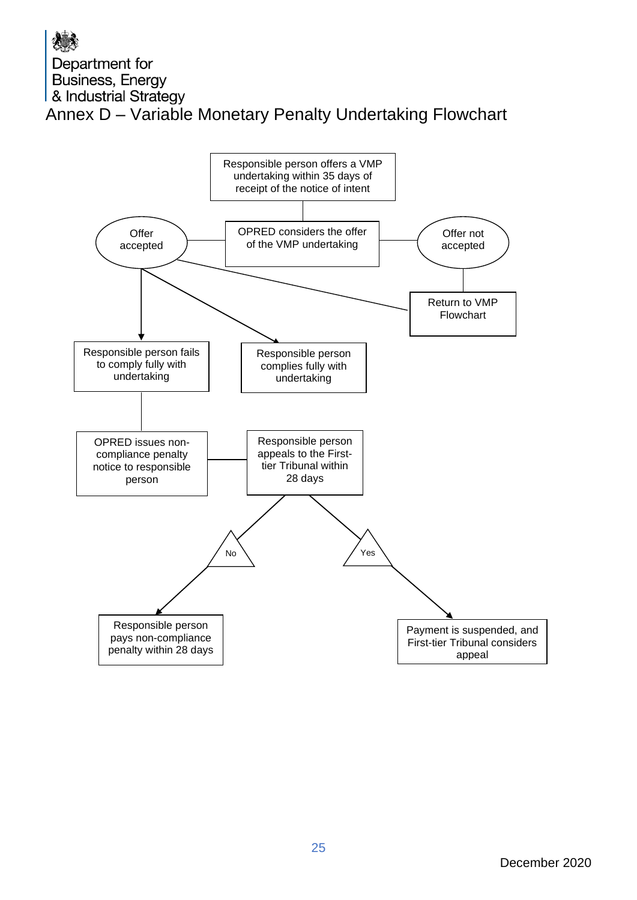Department for Business, Energy & Industrial Strategy

# Annex D – Variable Monetary Penalty Undertaking Flowchart

Responsible person offers a VMP undertaking within 35 days of receipt of the notice of intent

OPRED considers the offer of the VMP undertaking

Offer accepted

Offer not accepted

Return to VMP Flowchart

Responsible person fails to comply fully with undertaking

Responsible person complies fully with undertaking

OPRED issues non-compliance penalty notice to responsible person

Responsible person appeals to the First-tier Tribunal within 28 days

No

Yes

Responsible person pays non-compliance penalty within 28 days

Payment is suspended, and First-tier Tribunal considers appeal

December 2020